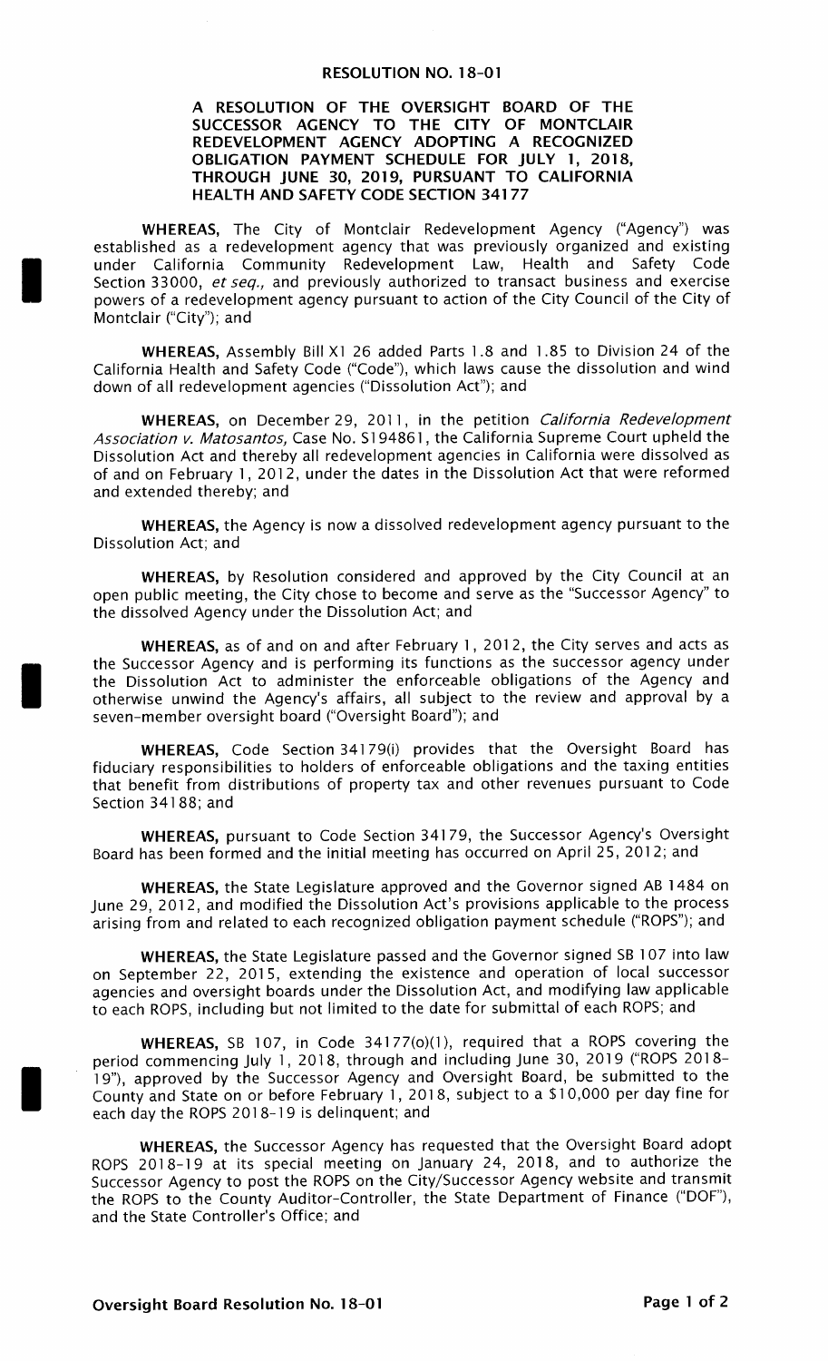# RESOLUTION NO. 18-01

## A RESOLUTION OF THE OVERSIGHT BOARD OF THE SUCCESSOR AGENCY TO THE CITY OF MONTCLAIR REDEVELOPMENT AGENCY ADOPTING A RECOGNIZED OBLIGATION PAYMENT SCHEDULE FOR JULY 1, 2018, THROUGH JUNE 30, 2019, PURSUANT TO CALIFORNIA HEALTH AND SAFETY CODE SECTION 34177

**WHEREAS,** The City of Montclair Redevelopment Agency ("Agency") was established as a redevelopment agency that was previously organized and existing under California Community Redevelopment Law, Health and Safety Code Section 33000, *et seq.,* and previously authorized to transact business and exercise powers of a redevelopment agency pursuant to action of the City Council of the City of Montclair ("City"); and

**WHEREAS,** Assembly Bill X1 26 added Parts 1.8 and 1.85 to Division 24 of the California Health and Safety Code ("Code"), which laws cause the dissolution and wind down of all redevelopment agencies ("Dissolution Act"); and

**WHEREAS,** on December 29, 2011, in the petition *California Redevelopment Association v. Matosantos,* Case No. S194861, the California Supreme Court upheld the Dissolution Act and thereby all redevelopment agencies in California were dissolved as of and on February 1, 2012, under the dates in the Dissolution Act that were reformed and extended thereby; and

**WHEREAS,** the Agency is now a dissolved redevelopment agency pursuant to the Dissolution Act; and

**WHEREAS,** by Resolution considered and approved by the City Council at an open public meeting, the City chose to become and serve as the "Successor Agency" to the dissolved Agency under the Dissolution Act; and

**WHEREAS,** as of and on and after February 1, 2012, the City serves and acts as the Successor Agency and is performing its functions as the successor agency under the Dissolution Act to administer the enforceable obligations of the Agency and otherwise unwind the Agency's affairs, all subject to the review and approval by a seven-member oversight board ("Oversight Board"); and

**WHEREAS,** Code Section 34179(i) provides that the Oversight Board has fiduciary responsibilities to holders of enforceable obligations and the taxing entities that benefit from distributions of property tax and other revenues pursuant to Code Section 34188; and

**WHEREAS,** pursuant to Code Section 34179, the Successor Agency's Oversight Board has been formed and the initial meeting has occurred on April 25, 2012; and

**WHEREAS,** the State Legislature approved and the Governor signed AB 1484 on June 29, 2012, and modified the Dissolution Act's provisions applicable to the process arising from and related to each recognized obligation payment schedule ("ROPS"); and

**WHEREAS,** the State Legislature passed and the Governor signed SB 107 into law on September 22, 2015, extending the existence and operation of local successor agencies and oversight boards under the Dissolution Act, and modifying law applicable to each ROPS, including but not limited to the date for submittal of each ROPS; and

**WHEREAS,** SB 107, in Code 34177(o)(1), required that a ROPS covering the period commencing July 1, 2018, through and including June 30, 2019 ("ROPS 2018-19"), approved by the Successor Agency and Oversight Board, be submitted to the County and State on or before February 1, 2018, subject to a $10,000 per day fine for each day the ROPS 2018-19 is delinquent; and

**WHEREAS,** the Successor Agency has requested that the Oversight Board adopt ROPS 2018-19 at its special meeting on January 24, 2018, and to authorize the Successor Agency to post the ROPS on the City/Successor Agency website and transmit the ROPS to the County Auditor-Controller, the State Department of Finance ("DOF"), and the State Controller's Office; and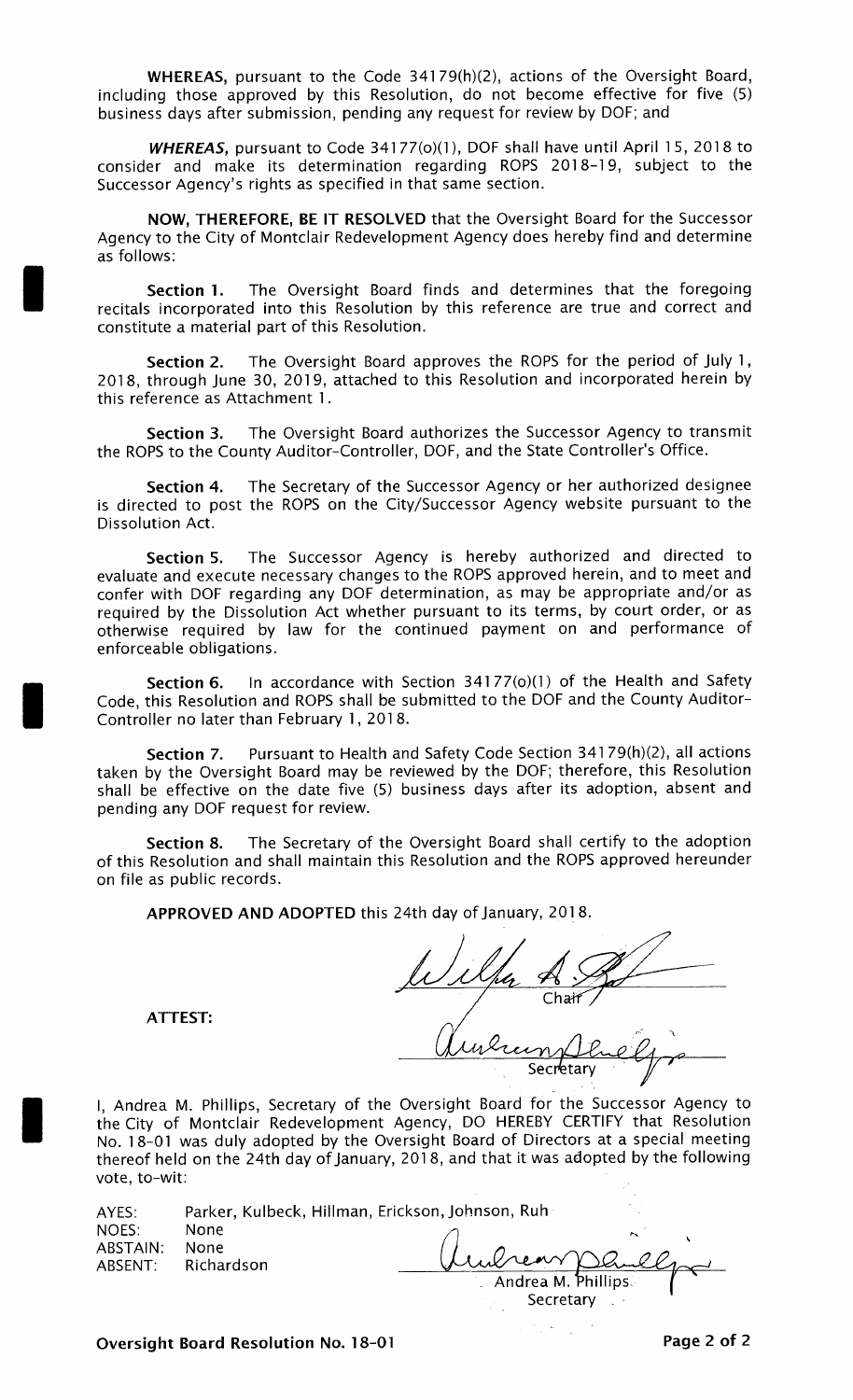**WHEREAS,** pursuant to the Code 34179(h)(2), actions of the Oversight Board, including those approved by this Resolution, do not become effective for five (5) business days after submission, pending any request for review by DOF; and

***WHEREAS,*** pursuant to Code 34177(o)(1), DOF shall have until April 15, 2018 to consider and make its determination regarding ROPS 2018-19, subject to the Successor Agency's rights as specified in that same section.

**NOW, THEREFORE, BE IT RESOLVED** that the Oversight Board for the Successor Agency to the City of Montclair Redevelopment Agency does hereby find and determine as follows:

**Section 1.** The Oversight Board finds and determines that the foregoing recitals incorporated into this Resolution by this reference are true and correct and constitute a material part of this Resolution.

**Section 2.** The Oversight Board approves the ROPS for the period of July 1, 2018, through June 30, 2019, attached to this Resolution and incorporated herein by this reference as Attachment 1.

**Section 3.** The Oversight Board authorizes the Successor Agency to transmit the ROPS to the County Auditor-Controller, DOF, and the State Controller's Office.

**Section 4.** The Secretary of the Successor Agency or her authorized designee is directed to post the ROPS on the City/Successor Agency website pursuant to the Dissolution Act.

**Section 5.** The Successor Agency is hereby authorized and directed to evaluate and execute necessary changes to the ROPS approved herein, and to meet and confer with DOF regarding any DOF determination, as may be appropriate and/or as required by the Dissolution Act whether pursuant to its terms, by court order, or as otherwise required by law for the continued payment on and performance of enforceable obligations.

**Section 6.** In accordance with Section 34177(o)(1) of the Health and Safety Code, this Resolution and ROPS shall be submitted to the DOF and the County Auditor-Controller no later than February 1, 2018.

**Section 7.** Pursuant to Health and Safety Code Section 34179(h)(2), all actions taken by the Oversight Board may be reviewed by the DOF; therefore, this Resolution shall be effective on the date five (5) business days after its adoption, absent and pending any DOF request for review.

**Section 8.** The Secretary of the Oversight Board shall certify to the adoption of this Resolution and shall maintain this Resolution and the ROPS approved hereunder on file as public records.

**APPROVED AND ADOPTED** this 24th day of January, 2018.

Chair

**ATTEST:**

Secretary

I, Andrea M. Phillips, Secretary of the Oversight Board for the Successor Agency to the City of Montclair Redevelopment Agency, DO HEREBY CERTIFY that Resolution No. 18-01 was duly adopted by the Oversight Board of Directors at a special meeting thereof held on the 24th day of January, 2018, and that it was adopted by the following vote, to-wit:

AYES: Parker, Kulbeck, Hillman, Erickson, Johnson, Ruh
NOES: None
ABSTAIN: None
ABSENT: Richardson

Andrea M. Phillips
Secretary

**Oversight Board Resolution No. 18-01**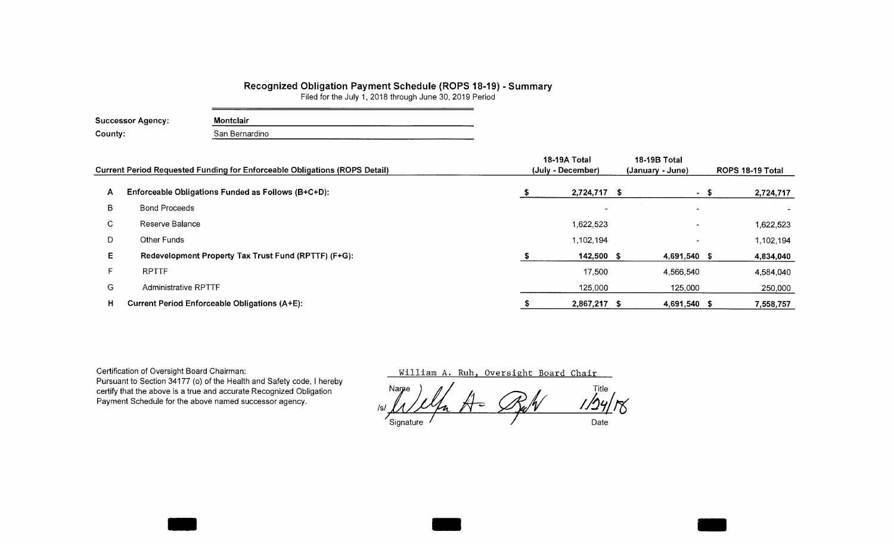## Recognized Obligation Payment Schedule (ROPS 18-19) - Summary

Filed for the July 1, 2018 through June 30, 2019 Period

**Successor Agency:** **Montclair**

**County:** San Bernardino

| | Current Period Requested Funding for Enforceable Obligations (ROPS Detail) | 18-19A Total (July - December) | 18-19B Total (January - June) | ROPS 18-19 Total |
|---|---|---|---|---|
| **A** | **Enforceable Obligations Funded as Follows (B+C+D):** | **$ 2,724,717** | **$ -** | **$ 2,724,717** |
| B | Bond Proceeds | - | - | - |
| C | Reserve Balance | 1,622,523 | - | 1,622,523 |
| D | Other Funds | 1,102,194 | - | 1,102,194 |
| **E** | **Redevelopment Property Tax Trust Fund (RPTTF) (F+G):** | **$ 142,500** | **$ 4,691,540** | **$ 4,834,040** |
| F | RPTTF | 17,500 | 4,566,540 | 4,584,040 |
| G | Administrative RPTTF | 125,000 | 125,000 | 250,000 |
| **H** | **Current Period Enforceable Obligations (A+E):** | **$ 2,867,217** | **$ 4,691,540** | **$ 7,558,757** |

Certification of Oversight Board Chairman:
Pursuant to Section 34177 (o) of the Health and Safety code, I hereby certify that the above is a true and accurate Recognized Obligation Payment Schedule for the above named successor agency.

William A. Ruh, Oversight Board Chair

Name Title

/s/ [signature] 1/24/18

Signature Date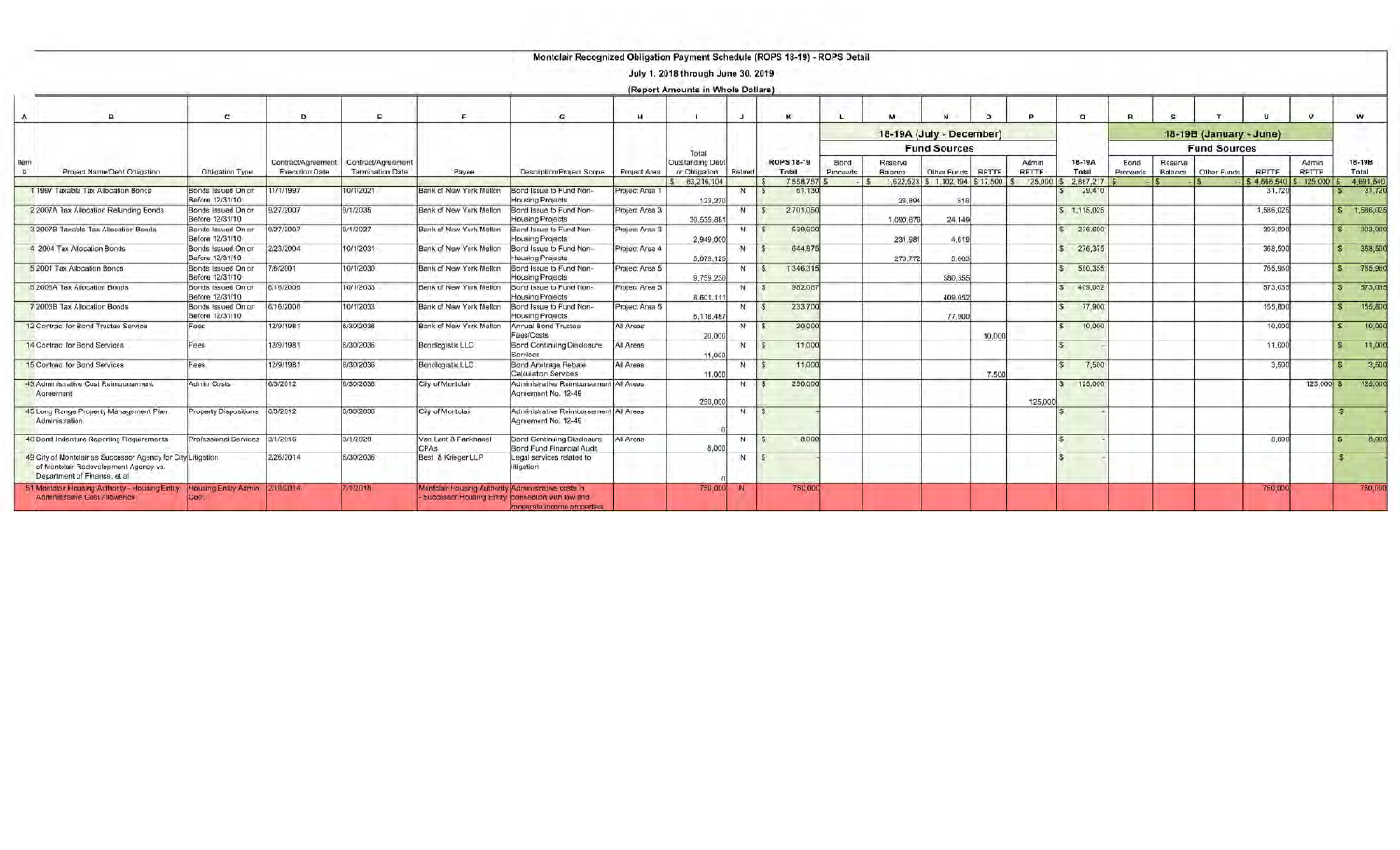# Montclair Recognized Obligation Payment Schedule (ROPS 18-19) - ROPS Detail

July 1, 2018 through June 30, 2019

(Report Amounts in Whole Dollars)

| A | B | C | D | E | F | G | H | I | J | K | L | M | N | O | P | Q | R | S | T | U | V | W |
|---|---|---|---|---|---|---|---|---|---|---|---|---|---|---|---|---|---|---|---|---|---|---|
| | | | | | | | | | | | 18-19A (July - December) | | | | | | 18-19B (January - June) | | | | | |
| | | | | | | | | | | | Fund Sources | | | | | | Fund Sources | | | | | |
| Item # | Project Name/Debt Obligation | Obligation Type | Contract/Agreement Execution Date | Contract/Agreement Termination Date | Payee | Description/Project Scope | Project Area | Total Outstanding Debt or Obligation | Retired | ROPS 18-19 Total | Bond Proceeds | Reserve Balance | Other Funds | RPTTF | Admin RPTTF | 18-19A Total | Bond Proceeds | Reserve Balance | Other Funds | RPTTF | Admin RPTTF | 18-19B Total |
| | | | | | | | | $ 83,216,104 | | $ 7,558,757 | $ - | $ 1,622,523 | $ 1,102,194 | $ 17,500 | $ 125,000 | $ 2,867,217 | $ - | $ - | $ - | $ 4,566,540 | $ 125,000 | $ 4,691,540 |
| 1 | 1997 Taxable Tax Allocation Bonds | Bonds Issued On or Before 12/31/10 | 11/1/1997 | 10/1/2021 | Bank of New York Mellon | Bond Issue to Fund Non-Housing Projects | Project Area 1 | 123,270 | N | $ 61,130 | | 28,894 | 516 | | | $ 29,410 | | | | 31,720 | | $ 31,720 |
| 2 | 2007A Tax Allocation Refunding Bonds | Bonds Issued On or Before 12/31/10 | 9/27/2007 | 9/1/2035 | Bank of New York Mellon | Bond Issue to Fund Non-Housing Projects | Project Area 3 | 30,535,881 | N | $ 2,701,050 | | 1,090,876 | 24,149 | | | $ 1,115,025 | | | | 1,586,025 | | $ 1,586,025 |
| 3 | 2007B Taxable Tax Allocation Bonds | Bonds Issued On or Before 12/31/10 | 9/27/2007 | 9/1/2027 | Bank of New York Mellon | Bond Issue to Fund Non-Housing Projects | Project Area 3 | 2,949,000 | N | $ 539,600 | | 231,981 | 4,619 | | | $ 236,600 | | | | 303,000 | | $ 303,000 |
| 4 | 2004 Tax Allocation Bonds | Bonds Issued On or Before 12/31/10 | 2/23/2004 | 10/1/2031 | Bank of New York Mellon | Bond Issue to Fund Non-Housing Projects | Project Area 4 | 5,079,125 | N | $ 644,875 | | 270,772 | 5,603 | | | $ 276,375 | | | | 368,500 | | $ 368,500 |
| 5 | 2001 Tax Allocation Bonds | Bonds Issued On or Before 12/31/10 | 7/6/2001 | 10/1/2030 | Bank of New York Mellon | Bond Issue to Fund Non-Housing Projects | Project Area 5 | 9,759,230 | N | $ 1,346,315 | | | 580,355 | | | $ 580,355 | | | | 765,960 | | $ 765,960 |
| 6 | 2006A Tax Allocation Bonds | Bonds Issued On or Before 12/31/10 | 6/16/2006 | 10/1/2033 | Bank of New York Mellon | Bond Issue to Fund Non-Housing Projects | Project Area 5 | 8,601,111 | N | $ 982,087 | | | 409,052 | | | $ 409,052 | | | | 573,035 | | $ 573,035 |
| 7 | 2006B Tax Allocation Bonds | Bonds Issued On or Before 12/31/10 | 6/16/2006 | 10/1/2033 | Bank of New York Mellon | Bond Issue to Fund Non-Housing Projects | Project Area 5 | 5,118,487 | N | $ 233,700 | | | 77,900 | | | $ 77,900 | | | | 155,800 | | $ 155,800 |
| 12 | Contract for Bond Trustee Service | Fees | 12/9/1981 | 6/30/2036 | Bank of New York Mellon | Annual Bond Trustee Fees/Costs | All Areas | 20,000 | N | $ 20,000 | | | | 10,000 | | $ 10,000 | | | | 10,000 | | $ 10,000 |
| 14 | Contract for Bond Services | Fees | 12/9/1981 | 6/30/2036 | Bondlogistix LLC | Bond Continuing Disclosure Services | All Areas | 11,000 | N | $ 11,000 | | | | | | $ - | | | | 11,000 | | $ 11,000 |
| 15 | Contract for Bond Services | Fees | 12/9/1981 | 6/30/2036 | Bondlogistix LLC | Bond Arbitrage Rebate Calculation Services | All Areas | 11,000 | N | $ 11,000 | | | | 7,500 | | $ 7,500 | | | | 3,500 | | $ 3,500 |
| 43 | Administrative Cost Reimbursement Agreement | Admin Costs | 6/3/2012 | 6/30/2036 | City of Montclair | Administrative Reimbursement Agreement No. 12-49 | All Areas | 250,000 | N | $ 250,000 | | | | | 125,000 | $ 125,000 | | | | | 125,000 | $ 125,000 |
| 45 | Long Range Property Management Plan Administration | Property Dispositions | 6/3/2012 | 6/30/2036 | City of Montclair | Administrative Reimbursement Agreement No. 12-49 | All Areas | 0 | N | $ - | | | | | | $ - | | | | | | $ - |
| 46 | Bond Indenture Reporting Requirements | Professional Services | 3/1/2016 | 3/1/2020 | Van Lant & Fankhanel CPAs | Bond Continuing Disclosure Bond Fund Financial Audit | All Areas | 8,000 | N | $ 8,000 | | | | | | $ - | | | | 8,000 | | $ 8,000 |
| 49 | City of Montclair as Successor Agency for City of Montclair Redevelopment Agency vs. Department of Finance, et al | Litigation | 2/26/2014 | 6/30/2036 | Best & Krieger LLP | Legal services related to litigation | | 0 | N | $ - | | | | | | $ - | | | | | | $ - |
| 51 | Montclair Housing Authority - Housing Entity Administrative Cost Allowance | Housing Entity Admin Cost | 2/18/2014 | 7/1/2018 | Montclair Housing Authority - Successor Housing Entity | Administrative costs in connection with low and moderate income properties | | 750,000 | N | 750,000 | | | | | | | | | | 750,000 | | 750,000 |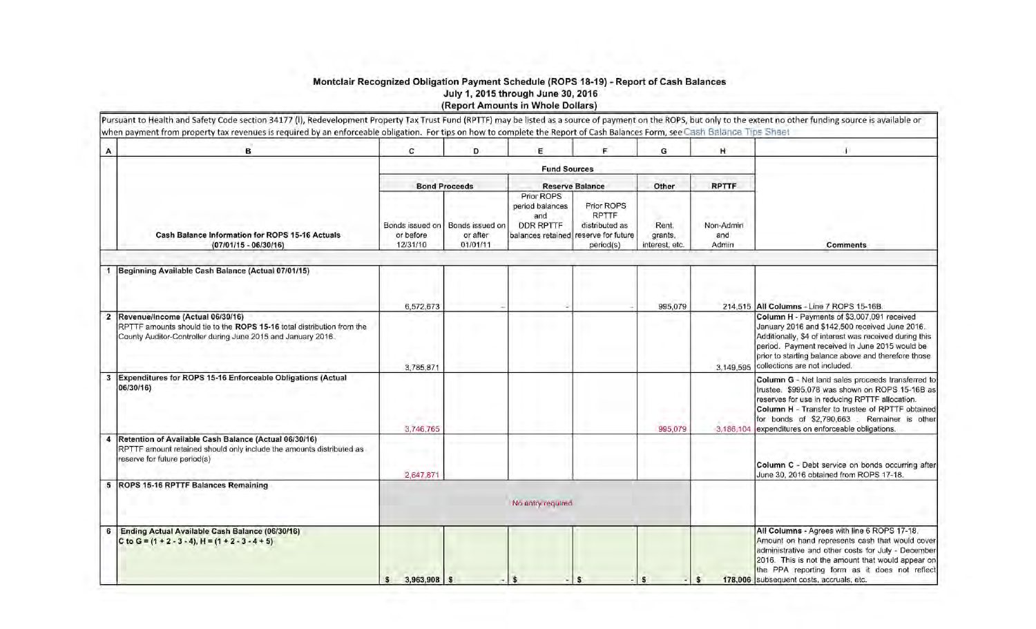# Montclair Recognized Obligation Payment Schedule (ROPS 18-19) - Report of Cash Balances

**July 1, 2015 through June 30, 2016**

**(Report Amounts in Whole Dollars)**

Pursuant to Health and Safety Code section 34177 (l), Redevelopment Property Tax Trust Fund (RPTTF) may be listed as a source of payment on the ROPS, but only to the extent no other funding source is available or when payment from property tax revenues is required by an enforceable obligation. For tips on how to complete the Report of Cash Balances Form, see Cash Balance Tips Sheet

| A | B | C | D | E | F | G | H | I |
|---|---|---|---|---|---|---|---|---|
| | | **Fund Sources** | | | | | | |
| | | **Bond Proceeds** | | **Reserve Balance** | | **Other** | **RPTTF** | |
| | **Cash Balance Information for ROPS 15-16 Actuals (07/01/15 - 06/30/16)** | Bonds issued on or before 12/31/10 | Bonds issued on or after 01/01/11 | Prior ROPS period balances and DDR RPTTF balances retained | Prior ROPS RPTTF distributed as reserve for future period(s) | Rent, grants, interest, etc. | Non-Admin and Admin | **Comments** |
| 1 | **Beginning Available Cash Balance (Actual 07/01/15)** | 6,572,673 | - | - | - | 995,079 | 214,515 | **All Columns** - Line 7 ROPS 15-16B. |
| 2 | **Revenue/Income (Actual 06/30/16)** RPTTF amounts should tie to the **ROPS 15-16** total distribution from the County Auditor-Controller during June 2015 and January 2016. | 3,785,871 | | | | | 3,149,595 | **Column H** - Payments of $3,007,091 received January 2016 and $142,500 received June 2016. Additionally, $4 of interest was received during this period. Payment received in June 2015 would be prior to starting balance above and therefore those collections are not included. |
| 3 | **Expenditures for ROPS 15-16 Enforceable Obligations (Actual 06/30/16)** | 3,746,765 | | | | 995,079 | 3,186,104 | **Column G** - Net land sales proceeds transferred to trustee. $995,078 was shown on ROPS 15-16B as reserves for use in reducing RPTTF allocation. **Column H** - Transfer to trustee of RPTTF obtained for bonds of $2,790,663 . Remainer is other expenditures on enforceable obligations. |
| 4 | **Retention of Available Cash Balance (Actual 06/30/16)** RPTTF amount retained should only include the amounts distributed as reserve for future period(s) | 2,647,871 | | | | | | **Column C** - Debt service on bonds occurring after June 30, 2016 obtained from ROPS 17-18. |
| 5 | **ROPS 15-16 RPTTF Balances Remaining** | No entry required | | | | | | |
| 6 | **Ending Actual Available Cash Balance (06/30/16)** C to G = (1 + 2 - 3 - 4), H = (1 + 2 - 3 - 4 + 5) | $ 3,963,908 | $ - | $ - | $ - | $ - | $ 178,006 | **All Columns** - Agrees with line 6 ROPS 17-18. Amount on hand represents cash that would cover administrative and other costs for July - December 2016. This is not the amount that would appear on the PPA reporting form as it does not reflect subsequent costs, accruals, etc. |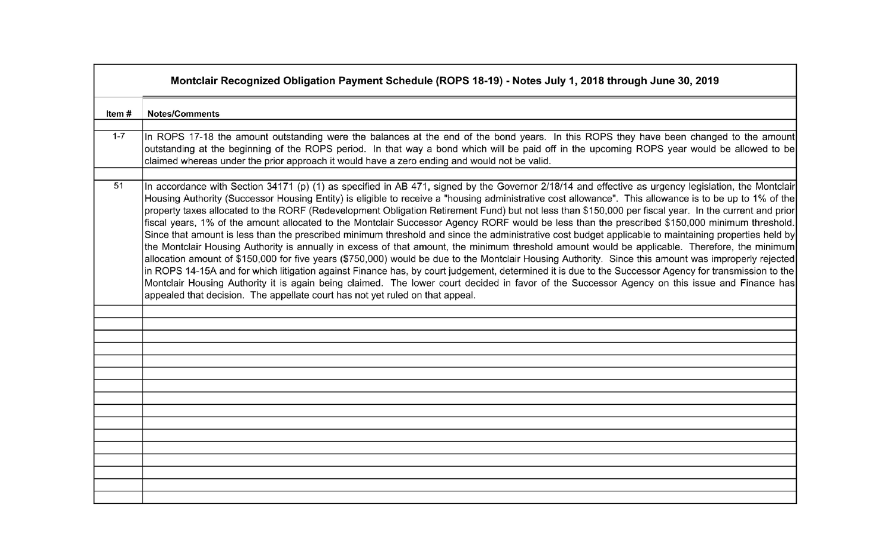| Montclair Recognized Obligation Payment Schedule (ROPS 18-19) - Notes July 1, 2018 through June 30, 2019 | |
|---|---|
| **Item #** | **Notes/Comments** |
| | |
| 1-7 | In ROPS 17-18 the amount outstanding were the balances at the end of the bond years. In this ROPS they have been changed to the amount outstanding at the beginning of the ROPS period. In that way a bond which will be paid off in the upcoming ROPS year would be allowed to be claimed whereas under the prior approach it would have a zero ending and would not be valid. |
| | |
| 51 | In accordance with Section 34171 (p) (1) as specified in AB 471, signed by the Governor 2/18/14 and effective as urgency legislation, the Montclair Housing Authority (Successor Housing Entity) is eligible to receive a "housing administrative cost allowance". This allowance is to be up to 1% of the property taxes allocated to the RORF (Redevelopment Obligation Retirement Fund) but not less than $150,000 per fiscal year. In the current and prior fiscal years, 1% of the amount allocated to the Montclair Successor Agency RORF would be less than the prescribed $150,000 minimum threshold. Since that amount is less than the prescribed minimum threshold and since the administrative cost budget applicable to maintaining properties held by the Montclair Housing Authority is annually in excess of that amount, the minimum threshold amount would be applicable. Therefore, the minimum allocation amount of $150,000 for five years ($750,000) would be due to the Montclair Housing Authority. Since this amount was improperly rejected in ROPS 14-15A and for which litigation against Finance has, by court judgement, determined it is due to the Successor Agency for transmission to the Montclair Housing Authority it is again being claimed. The lower court decided in favor of the Successor Agency on this issue and Finance has appealed that decision. The appellate court has not yet ruled on that appeal. |